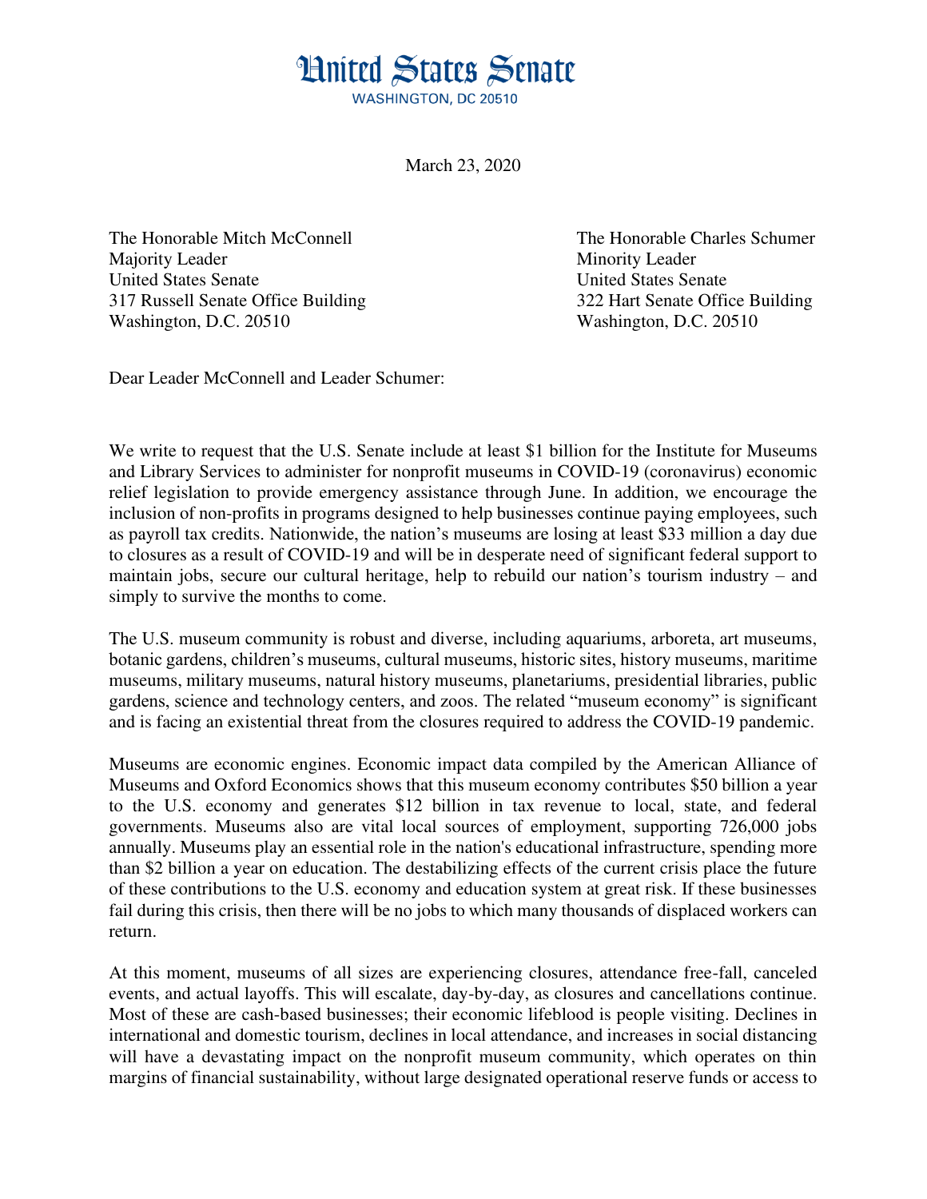# United States Senate

WASHINGTON, DC 20510

March 23, 2020

The Honorable Mitch McConnell
Majority Leader
United States Senate
317 Russell Senate Office Building
Washington, D.C. 20510

The Honorable Charles Schumer
Minority Leader
United States Senate
322 Hart Senate Office Building
Washington, D.C. 20510

Dear Leader McConnell and Leader Schumer:

We write to request that the U.S. Senate include at least $1 billion for the Institute for Museums and Library Services to administer for nonprofit museums in COVID-19 (coronavirus) economic relief legislation to provide emergency assistance through June. In addition, we encourage the inclusion of non-profits in programs designed to help businesses continue paying employees, such as payroll tax credits. Nationwide, the nation's museums are losing at least $33 million a day due to closures as a result of COVID-19 and will be in desperate need of significant federal support to maintain jobs, secure our cultural heritage, help to rebuild our nation's tourism industry – and simply to survive the months to come.

The U.S. museum community is robust and diverse, including aquariums, arboreta, art museums, botanic gardens, children's museums, cultural museums, historic sites, history museums, maritime museums, military museums, natural history museums, planetariums, presidential libraries, public gardens, science and technology centers, and zoos. The related "museum economy" is significant and is facing an existential threat from the closures required to address the COVID-19 pandemic.

Museums are economic engines. Economic impact data compiled by the American Alliance of Museums and Oxford Economics shows that this museum economy contributes $50 billion a year to the U.S. economy and generates $12 billion in tax revenue to local, state, and federal governments. Museums also are vital local sources of employment, supporting 726,000 jobs annually. Museums play an essential role in the nation's educational infrastructure, spending more than $2 billion a year on education. The destabilizing effects of the current crisis place the future of these contributions to the U.S. economy and education system at great risk. If these businesses fail during this crisis, then there will be no jobs to which many thousands of displaced workers can return.

At this moment, museums of all sizes are experiencing closures, attendance free-fall, canceled events, and actual layoffs. This will escalate, day-by-day, as closures and cancellations continue. Most of these are cash-based businesses; their economic lifeblood is people visiting. Declines in international and domestic tourism, declines in local attendance, and increases in social distancing will have a devastating impact on the nonprofit museum community, which operates on thin margins of financial sustainability, without large designated operational reserve funds or access to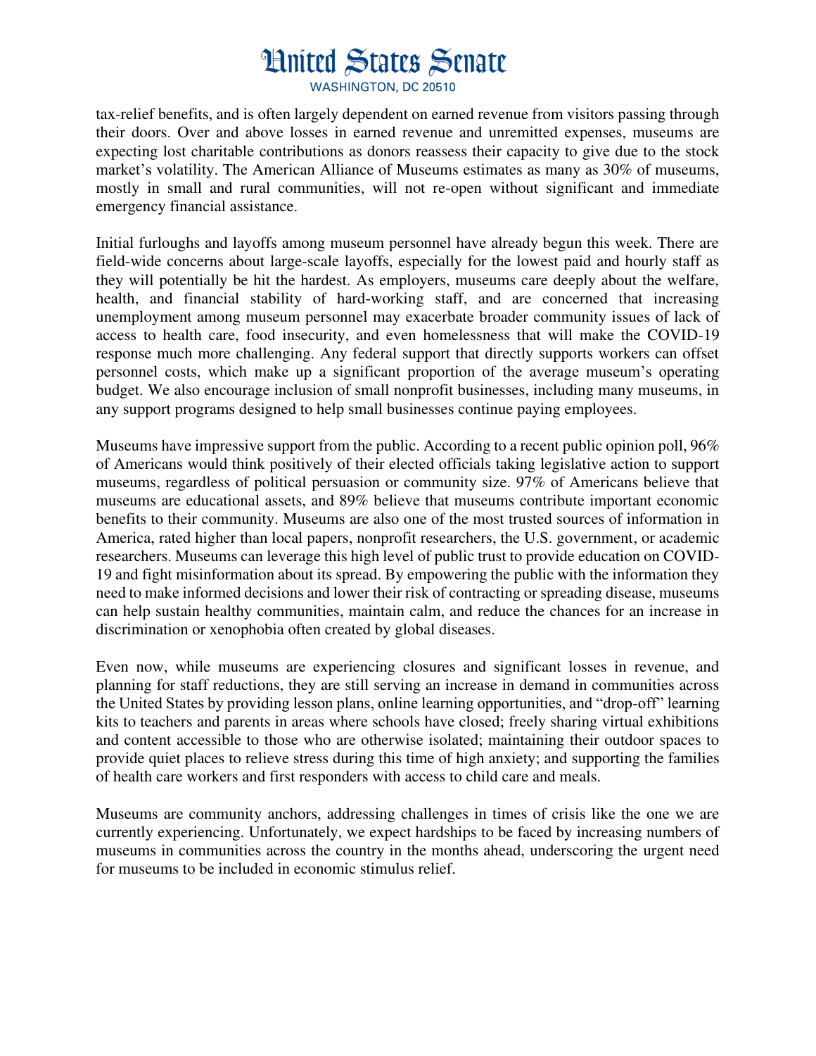tax-relief benefits, and is often largely dependent on earned revenue from visitors passing through their doors. Over and above losses in earned revenue and unremitted expenses, museums are expecting lost charitable contributions as donors reassess their capacity to give due to the stock market's volatility. The American Alliance of Museums estimates as many as 30% of museums, mostly in small and rural communities, will not re-open without significant and immediate emergency financial assistance.

Initial furloughs and layoffs among museum personnel have already begun this week. There are field-wide concerns about large-scale layoffs, especially for the lowest paid and hourly staff as they will potentially be hit the hardest. As employers, museums care deeply about the welfare, health, and financial stability of hard-working staff, and are concerned that increasing unemployment among museum personnel may exacerbate broader community issues of lack of access to health care, food insecurity, and even homelessness that will make the COVID-19 response much more challenging. Any federal support that directly supports workers can offset personnel costs, which make up a significant proportion of the average museum's operating budget. We also encourage inclusion of small nonprofit businesses, including many museums, in any support programs designed to help small businesses continue paying employees.

Museums have impressive support from the public. According to a recent public opinion poll, 96% of Americans would think positively of their elected officials taking legislative action to support museums, regardless of political persuasion or community size. 97% of Americans believe that museums are educational assets, and 89% believe that museums contribute important economic benefits to their community. Museums are also one of the most trusted sources of information in America, rated higher than local papers, nonprofit researchers, the U.S. government, or academic researchers. Museums can leverage this high level of public trust to provide education on COVID-19 and fight misinformation about its spread. By empowering the public with the information they need to make informed decisions and lower their risk of contracting or spreading disease, museums can help sustain healthy communities, maintain calm, and reduce the chances for an increase in discrimination or xenophobia often created by global diseases.

Even now, while museums are experiencing closures and significant losses in revenue, and planning for staff reductions, they are still serving an increase in demand in communities across the United States by providing lesson plans, online learning opportunities, and "drop-off" learning kits to teachers and parents in areas where schools have closed; freely sharing virtual exhibitions and content accessible to those who are otherwise isolated; maintaining their outdoor spaces to provide quiet places to relieve stress during this time of high anxiety; and supporting the families of health care workers and first responders with access to child care and meals.

Museums are community anchors, addressing challenges in times of crisis like the one we are currently experiencing. Unfortunately, we expect hardships to be faced by increasing numbers of museums in communities across the country in the months ahead, underscoring the urgent need for museums to be included in economic stimulus relief.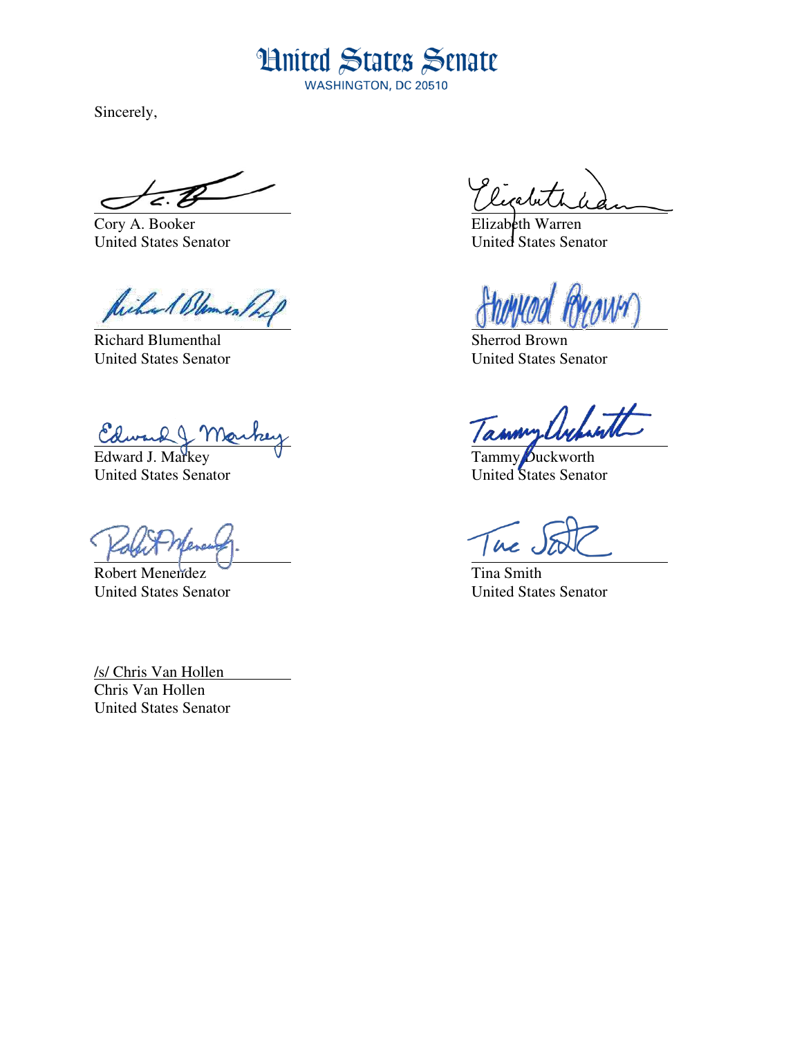# United States Senate

WASHINGTON, DC 20510

Sincerely,

Cory A. Booker
United States Senator

Elizabeth Warren
United States Senator

Richard Blumenthal
United States Senator

Sherrod Brown
United States Senator

Edward J. Markey
United States Senator

Tammy Duckworth
United States Senator

Robert Menendez
United States Senator

Tina Smith
United States Senator

/s/ Chris Van Hollen
Chris Van Hollen
United States Senator